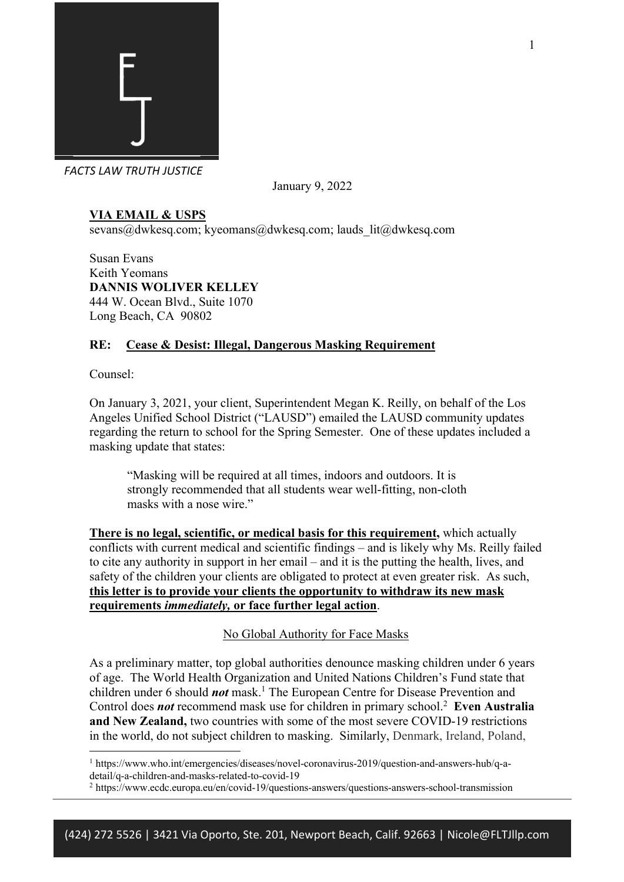FACTS LAW TRUTH JUSTICE

January 9, 2022

**VIA EMAIL & USPS**
sevans@dwkesq.com; kyeomans@dwkesq.com; lauds_lit@dwkesq.com

Susan Evans
Keith Yeomans
**DANNIS WOLIVER KELLEY**
444 W. Ocean Blvd., Suite 1070
Long Beach, CA 90802

**RE: Cease & Desist: Illegal, Dangerous Masking Requirement**

Counsel:

On January 3, 2021, your client, Superintendent Megan K. Reilly, on behalf of the Los Angeles Unified School District ("LAUSD") emailed the LAUSD community updates regarding the return to school for the Spring Semester. One of these updates included a masking update that states:

> "Masking will be required at all times, indoors and outdoors. It is strongly recommended that all students wear well-fitting, non-cloth masks with a nose wire."

**There is no legal, scientific, or medical basis for this requirement,** which actually conflicts with current medical and scientific findings – and is likely why Ms. Reilly failed to cite any authority in support in her email – and it is the putting the health, lives, and safety of the children your clients are obligated to protect at even greater risk. As such, **this letter is to provide your clients the opportunity to withdraw its new mask requirements *immediately,* or face further legal action**.

No Global Authority for Face Masks

As a preliminary matter, top global authorities denounce masking children under 6 years of age. The World Health Organization and United Nations Children's Fund state that children under 6 should ***not*** mask.[1] The European Centre for Disease Prevention and Control does ***not*** recommend mask use for children in primary school.[2] **Even Australia and New Zealand,** two countries with some of the most severe COVID-19 restrictions in the world, do not subject children to masking. Similarly, Denmark, Ireland, Poland,

[1] https://www.who.int/emergencies/diseases/novel-coronavirus-2019/question-and-answers-hub/q-a-detail/q-a-children-and-masks-related-to-covid-19

[2] https://www.ecdc.europa.eu/en/covid-19/questions-answers/questions-answers-school-transmission

(424) 272 5526 | 3421 Via Oporto, Ste. 201, Newport Beach, Calif. 92663 | Nicole@FLTJllp.com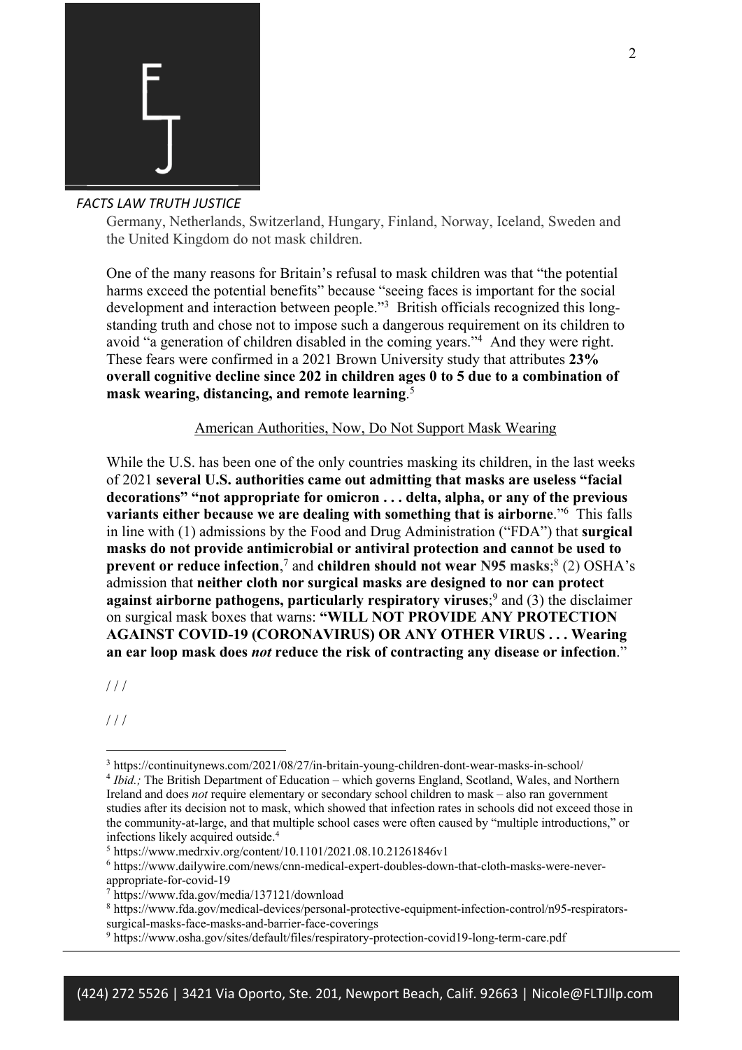Germany, Netherlands, Switzerland, Hungary, Finland, Norway, Iceland, Sweden and the United Kingdom do not mask children.

One of the many reasons for Britain's refusal to mask children was that "the potential harms exceed the potential benefits" because "seeing faces is important for the social development and interaction between people."[3] British officials recognized this long-standing truth and chose not to impose such a dangerous requirement on its children to avoid "a generation of children disabled in the coming years."[4] And they were right. These fears were confirmed in a 2021 Brown University study that attributes **23% overall cognitive decline since 202 in children ages 0 to 5 due to a combination of mask wearing, distancing, and remote learning**.[5]

<u>American Authorities, Now, Do Not Support Mask Wearing</u>

While the U.S. has been one of the only countries masking its children, in the last weeks of 2021 **several U.S. authorities came out admitting that masks are useless "facial decorations" "not appropriate for omicron . . . delta, alpha, or any of the previous variants either because we are dealing with something that is airborne**."[6] This falls in line with (1) admissions by the Food and Drug Administration ("FDA") that **surgical masks do not provide antimicrobial or antiviral protection and cannot be used to prevent or reduce infection**,[7] and **children should not wear N95 masks**;[8] (2) OSHA's admission that **neither cloth nor surgical masks are designed to nor can protect against airborne pathogens, particularly respiratory viruses**;[9] and (3) the disclaimer on surgical mask boxes that warns: **"WILL NOT PROVIDE ANY PROTECTION AGAINST COVID-19 (CORONAVIRUS) OR ANY OTHER VIRUS . . . Wearing an ear loop mask does *not* reduce the risk of contracting any disease or infection**."

/ / /

/ / /

---

[3] https://continuitynews.com/2021/08/27/in-britain-young-children-dont-wear-masks-in-school/

[4] *Ibid.;* The British Department of Education – which governs England, Scotland, Wales, and Northern Ireland and does *not* require elementary or secondary school children to mask – also ran government studies after its decision not to mask, which showed that infection rates in schools did not exceed those in the community-at-large, and that multiple school cases were often caused by "multiple introductions," or infections likely acquired outside.[4]

[5] https://www.medrxiv.org/content/10.1101/2021.08.10.21261846v1

[6] https://www.dailywire.com/news/cnn-medical-expert-doubles-down-that-cloth-masks-were-never-appropriate-for-covid-19

[7] https://www.fda.gov/media/137121/download

[8] https://www.fda.gov/medical-devices/personal-protective-equipment-infection-control/n95-respirators-surgical-masks-face-masks-and-barrier-face-coverings

[9] https://www.osha.gov/sites/default/files/respiratory-protection-covid19-long-term-care.pdf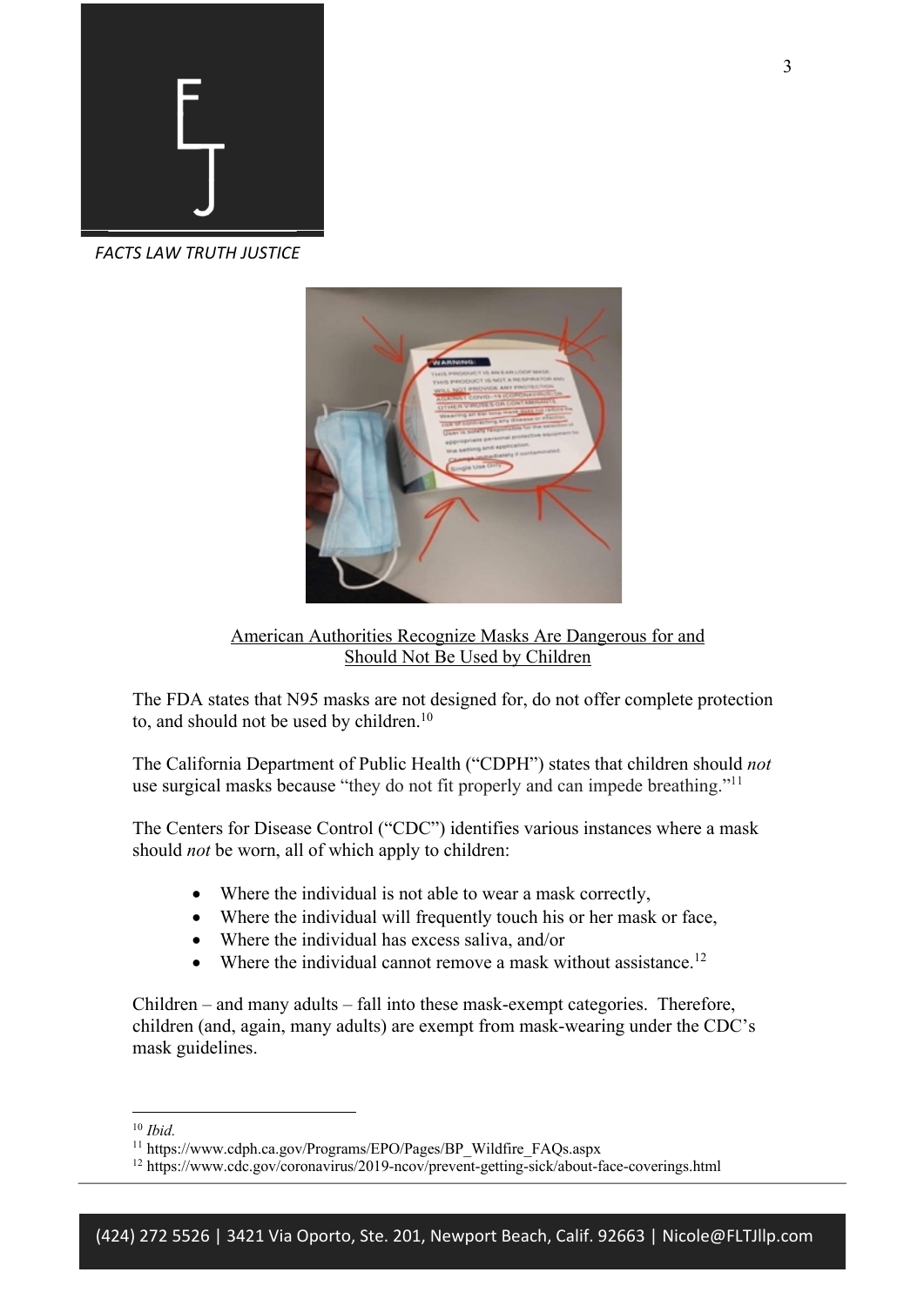FACTS LAW TRUTH JUSTICE

## American Authorities Recognize Masks Are Dangerous for and Should Not Be Used by Children

The FDA states that N95 masks are not designed for, do not offer complete protection to, and should not be used by children.[10]

The California Department of Public Health ("CDPH") states that children should *not* use surgical masks because "they do not fit properly and can impede breathing."[11]

The Centers for Disease Control ("CDC") identifies various instances where a mask should *not* be worn, all of which apply to children:

- Where the individual is not able to wear a mask correctly,
- Where the individual will frequently touch his or her mask or face,
- Where the individual has excess saliva, and/or
- Where the individual cannot remove a mask without assistance.[12]

Children – and many adults – fall into these mask-exempt categories. Therefore, children (and, again, many adults) are exempt from mask-wearing under the CDC's mask guidelines.

---

[10] *Ibid.*

[11] https://www.cdph.ca.gov/Programs/EPO/Pages/BP_Wildfire_FAQs.aspx

[12] https://www.cdc.gov/coronavirus/2019-ncov/prevent-getting-sick/about-face-coverings.html

(424) 272 5526 | 3421 Via Oporto, Ste. 201, Newport Beach, Calif. 92663 | Nicole@FLTJllp.com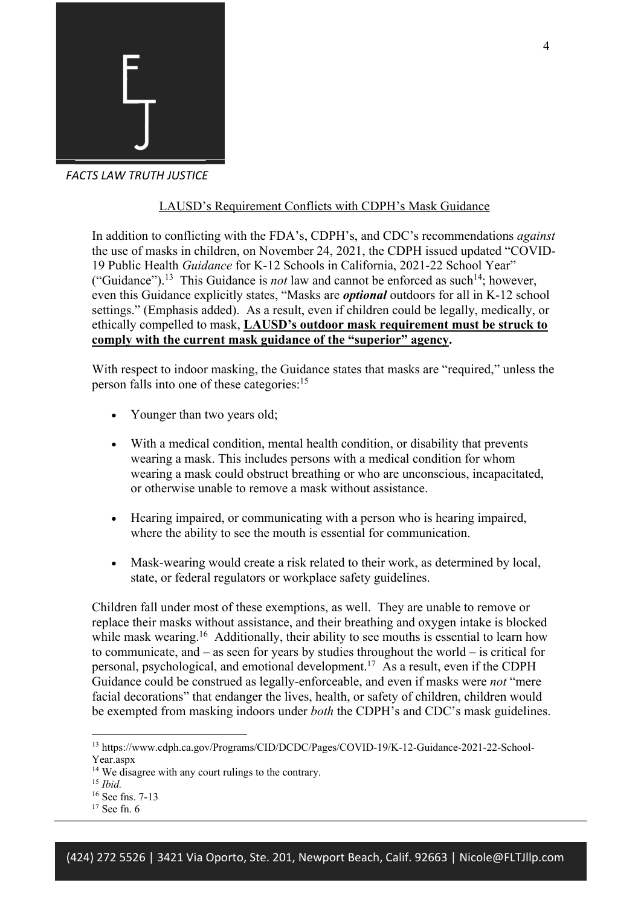<u>LAUSD's Requirement Conflicts with CDPH's Mask Guidance</u>

In addition to conflicting with the FDA's, CDPH's, and CDC's recommendations *against* the use of masks in children, on November 24, 2021, the CDPH issued updated "COVID-19 Public Health *Guidance* for K-12 Schools in California, 2021-22 School Year" ("Guidance").[13] This Guidance is *not* law and cannot be enforced as such[14]; however, even this Guidance explicitly states, "Masks are ***optional*** outdoors for all in K-12 school settings." (Emphasis added). As a result, even if children could be legally, medically, or ethically compelled to mask, **<u>LAUSD's outdoor mask requirement must be struck to comply with the current mask guidance of the "superior" agency</u>.**

With respect to indoor masking, the Guidance states that masks are "required," unless the person falls into one of these categories:[15]

- Younger than two years old;
- With a medical condition, mental health condition, or disability that prevents wearing a mask. This includes persons with a medical condition for whom wearing a mask could obstruct breathing or who are unconscious, incapacitated, or otherwise unable to remove a mask without assistance.
- Hearing impaired, or communicating with a person who is hearing impaired, where the ability to see the mouth is essential for communication.
- Mask-wearing would create a risk related to their work, as determined by local, state, or federal regulators or workplace safety guidelines.

Children fall under most of these exemptions, as well. They are unable to remove or replace their masks without assistance, and their breathing and oxygen intake is blocked while mask wearing.[16] Additionally, their ability to see mouths is essential to learn how to communicate, and – as seen for years by studies throughout the world – is critical for personal, psychological, and emotional development.[17] As a result, even if the CDPH Guidance could be construed as legally-enforceable, and even if masks were *not* "mere facial decorations" that endanger the lives, health, or safety of children, children would be exempted from masking indoors under *both* the CDPH's and CDC's mask guidelines.

---

[13] https://www.cdph.ca.gov/Programs/CID/DCDC/Pages/COVID-19/K-12-Guidance-2021-22-School-Year.aspx

[14] We disagree with any court rulings to the contrary.

[15] *Ibid.*

[16] See fns. 7-13

[17] See fn. 6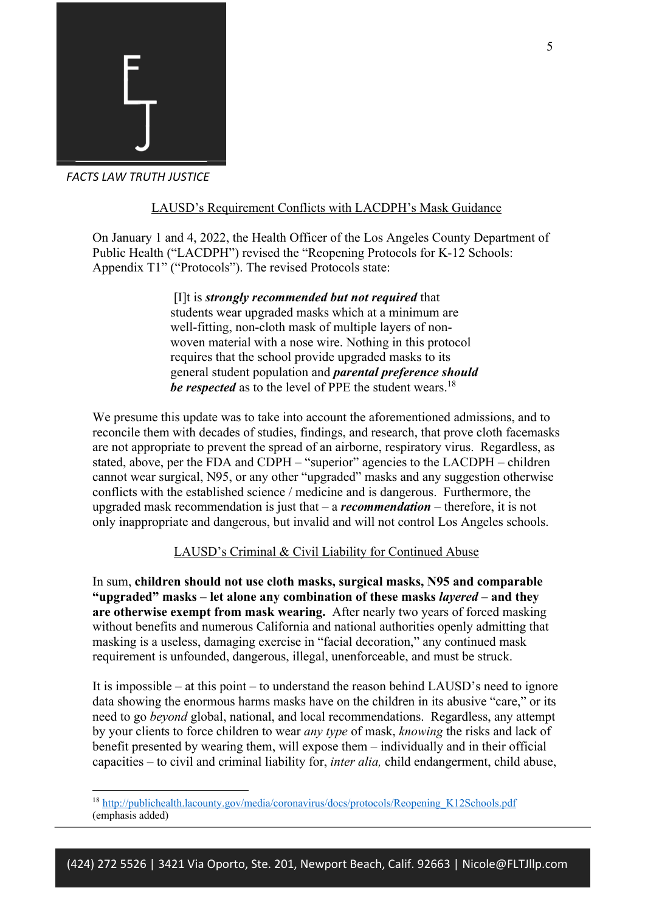FACTS LAW TRUTH JUSTICE

## LAUSD's Requirement Conflicts with LACDPH's Mask Guidance

On January 1 and 4, 2022, the Health Officer of the Los Angeles County Department of Public Health ("LACDPH") revised the "Reopening Protocols for K-12 Schools: Appendix T1" ("Protocols"). The revised Protocols state:

> [I]t is ***strongly recommended but not required*** that students wear upgraded masks which at a minimum are well-fitting, non-cloth mask of multiple layers of non-woven material with a nose wire. Nothing in this protocol requires that the school provide upgraded masks to its general student population and ***parental preference should be respected*** as to the level of PPE the student wears.[18]

We presume this update was to take into account the aforementioned admissions, and to reconcile them with decades of studies, findings, and research, that prove cloth facemasks are not appropriate to prevent the spread of an airborne, respiratory virus. Regardless, as stated, above, per the FDA and CDPH – "superior" agencies to the LACDPH – children cannot wear surgical, N95, or any other "upgraded" masks and any suggestion otherwise conflicts with the established science / medicine and is dangerous. Furthermore, the upgraded mask recommendation is just that – a ***recommendation*** – therefore, it is not only inappropriate and dangerous, but invalid and will not control Los Angeles schools.

## LAUSD's Criminal & Civil Liability for Continued Abuse

In sum, **children should not use cloth masks, surgical masks, N95 and comparable "upgraded" masks – let alone any combination of these masks *layered* – and they are otherwise exempt from mask wearing.** After nearly two years of forced masking without benefits and numerous California and national authorities openly admitting that masking is a useless, damaging exercise in "facial decoration," any continued mask requirement is unfounded, dangerous, illegal, unenforceable, and must be struck.

It is impossible – at this point – to understand the reason behind LAUSD's need to ignore data showing the enormous harms masks have on the children in its abusive "care," or its need to go *beyond* global, national, and local recommendations. Regardless, any attempt by your clients to force children to wear *any type* of mask, *knowing* the risks and lack of benefit presented by wearing them, will expose them – individually and in their official capacities – to civil and criminal liability for, *inter alia,* child endangerment, child abuse,

---

[18] http://publichealth.lacounty.gov/media/coronavirus/docs/protocols/Reopening_K12Schools.pdf (emphasis added)

(424) 272 5526 | 3421 Via Oporto, Ste. 201, Newport Beach, Calif. 92663 | Nicole@FLTJllp.com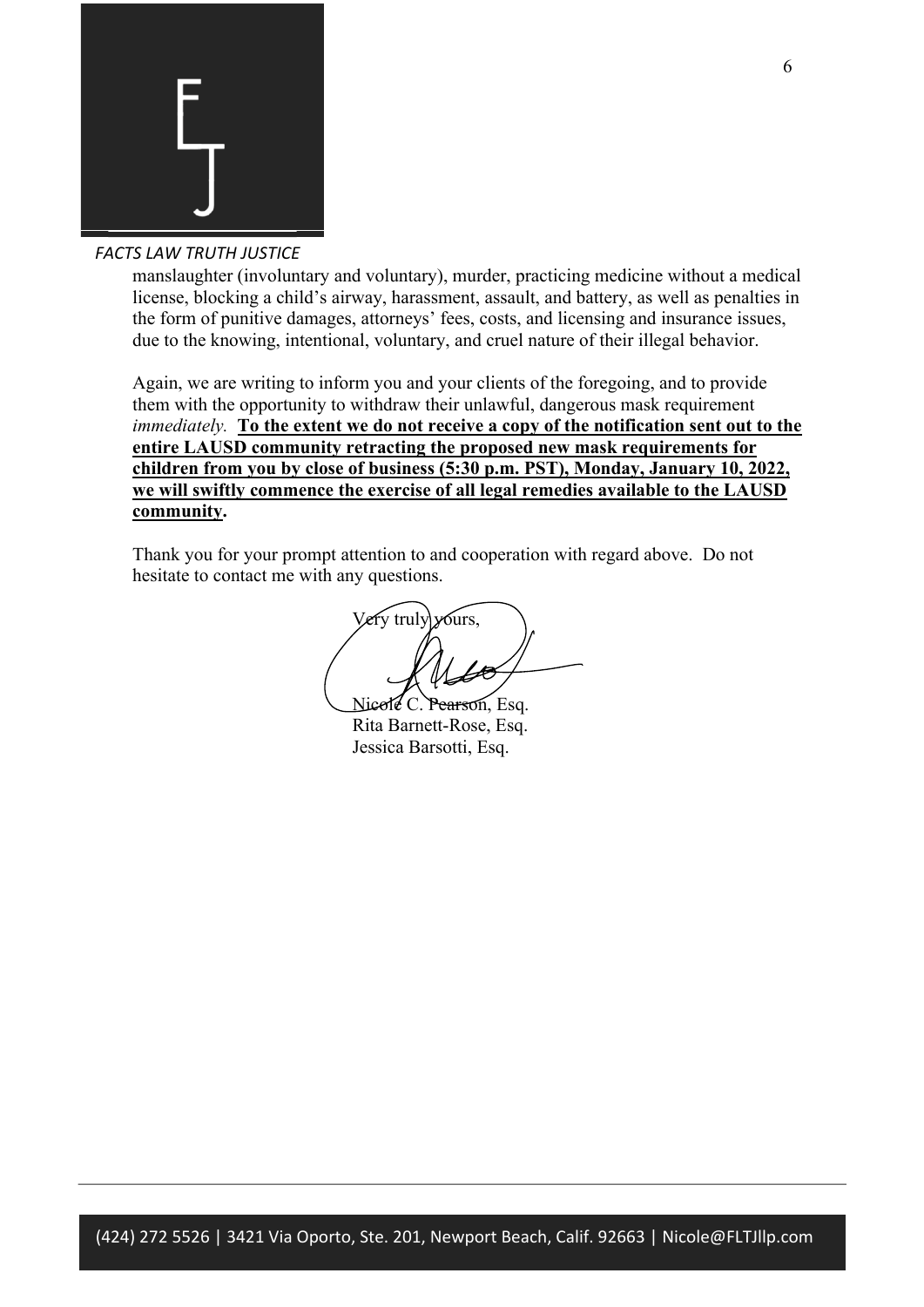manslaughter (involuntary and voluntary), murder, practicing medicine without a medical license, blocking a child's airway, harassment, assault, and battery, as well as penalties in the form of punitive damages, attorneys' fees, costs, and licensing and insurance issues, due to the knowing, intentional, voluntary, and cruel nature of their illegal behavior.

Again, we are writing to inform you and your clients of the foregoing, and to provide them with the opportunity to withdraw their unlawful, dangerous mask requirement *immediately.* **To the extent we do not receive a copy of the notification sent out to the entire LAUSD community retracting the proposed new mask requirements for children from you by close of business (5:30 p.m. PST), Monday, January 10, 2022, we will swiftly commence the exercise of all legal remedies available to the LAUSD community.**

Thank you for your prompt attention to and cooperation with regard above. Do not hesitate to contact me with any questions.

Very truly yours,

Nicole C. Pearson, Esq.
Rita Barnett-Rose, Esq.
Jessica Barsotti, Esq.